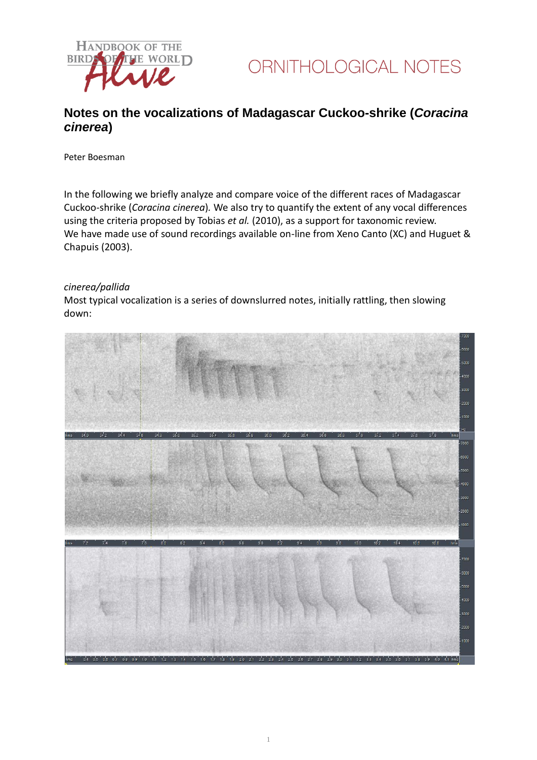ORNITHOLOGICAL NOTES

# Notes on the vocalizations of Madagascar Cuckoo-shrike (*Coracina cinerea*)

Peter Boesman

In the following we briefly analyze and compare voice of the different races of Madagascar Cuckoo-shrike (*Coracina cinerea*). We also try to quantify the extent of any vocal differences using the criteria proposed by Tobias *et al.* (2010), as a support for taxonomic review.
We have made use of sound recordings available on-line from Xeno Canto (XC) and Huguet & Chapuis (2003).

*cinerea/pallida*

Most typical vocalization is a series of downslurred notes, initially rattling, then slowing down: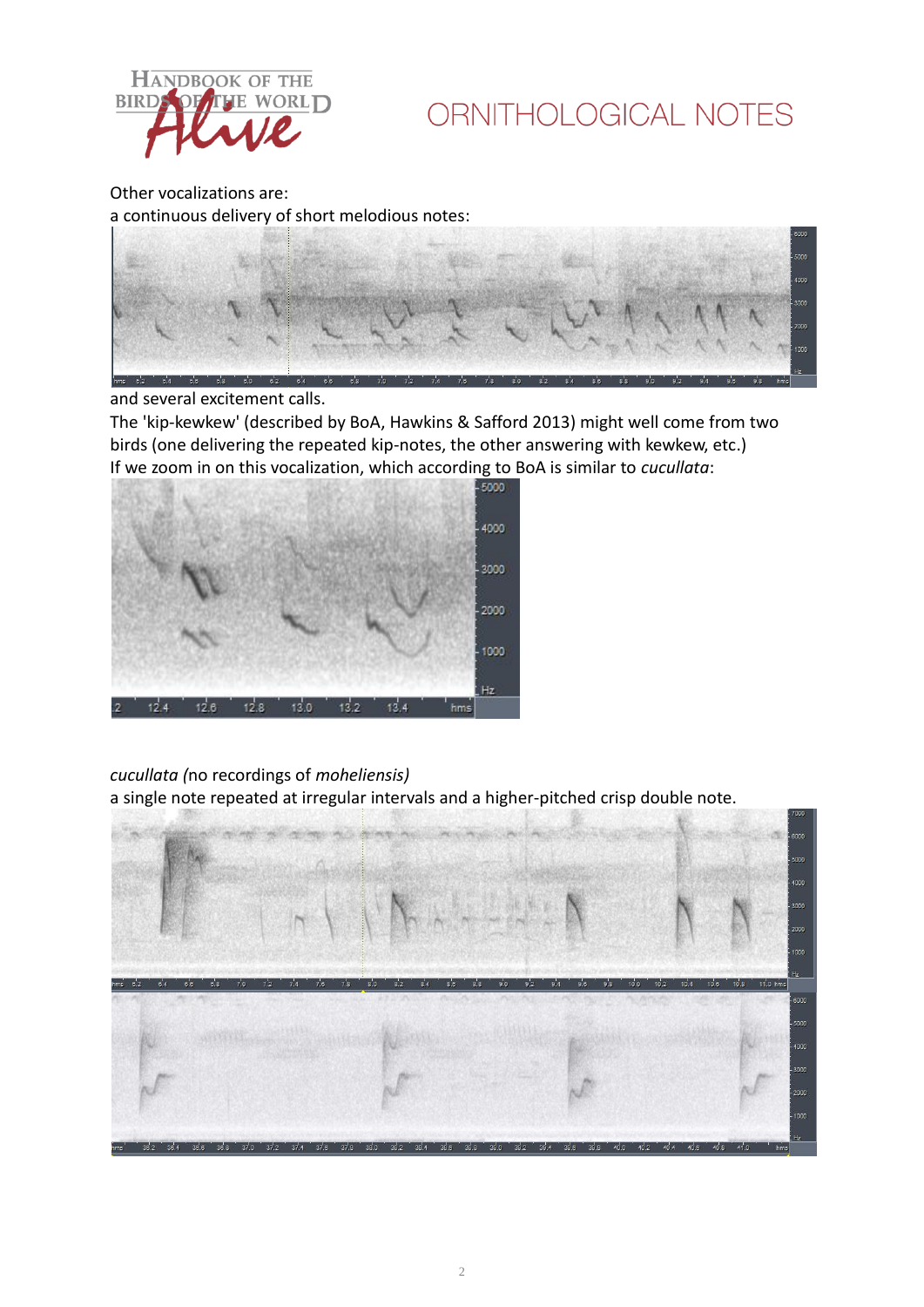Other vocalizations are:

a continuous delivery of short melodious notes:

and several excitement calls.

The 'kip-kewkew' (described by BoA, Hawkins & Safford 2013) might well come from two birds (one delivering the repeated kip-notes, the other answering with kewkew, etc.)

If we zoom in on this vocalization, which according to BoA is similar to *cucullata*:

*cucullata (*no recordings of *moheliensis)*

a single note repeated at irregular intervals and a higher-pitched crisp double note.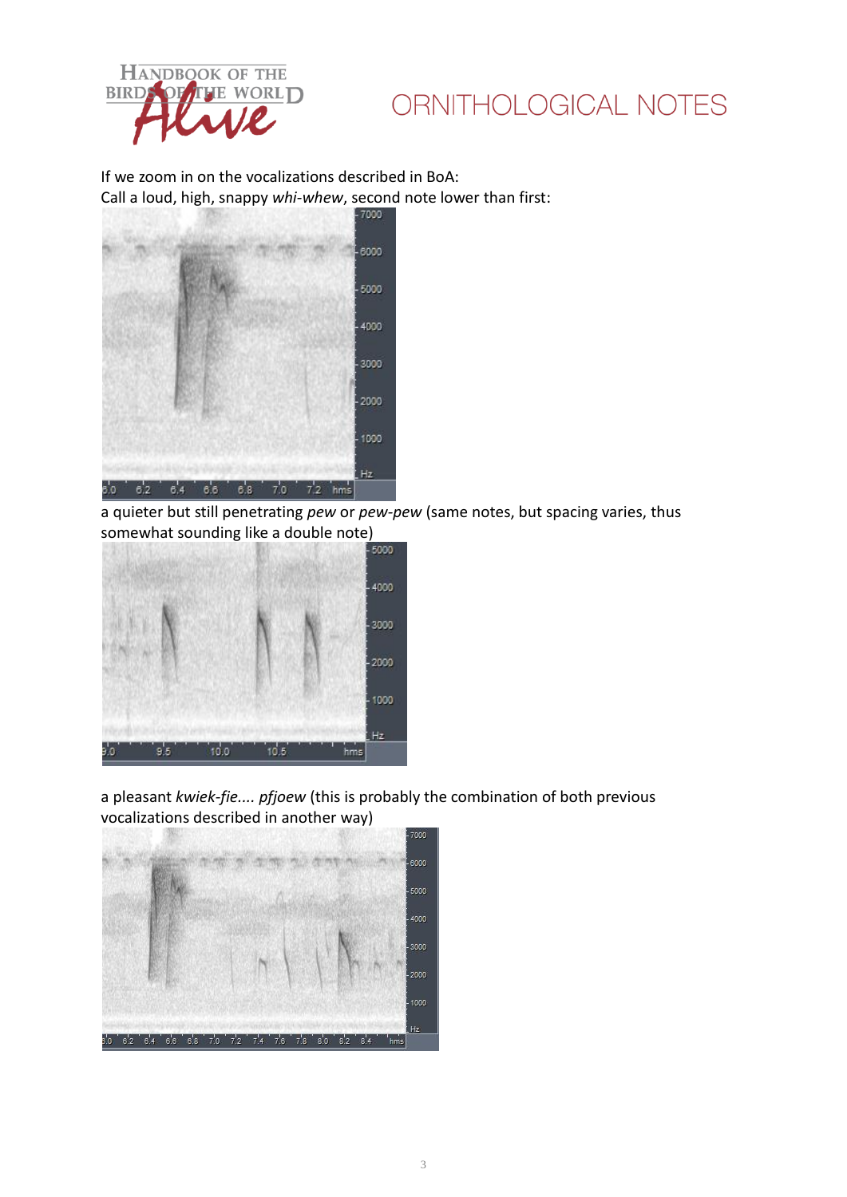If we zoom in on the vocalizations described in BoA:

Call a loud, high, snappy *whi-whew*, second note lower than first:

a quieter but still penetrating *pew* or *pew-pew* (same notes, but spacing varies, thus somewhat sounding like a double note)

a pleasant *kwiek-fie.... pfjoew* (this is probably the combination of both previous vocalizations described in another way)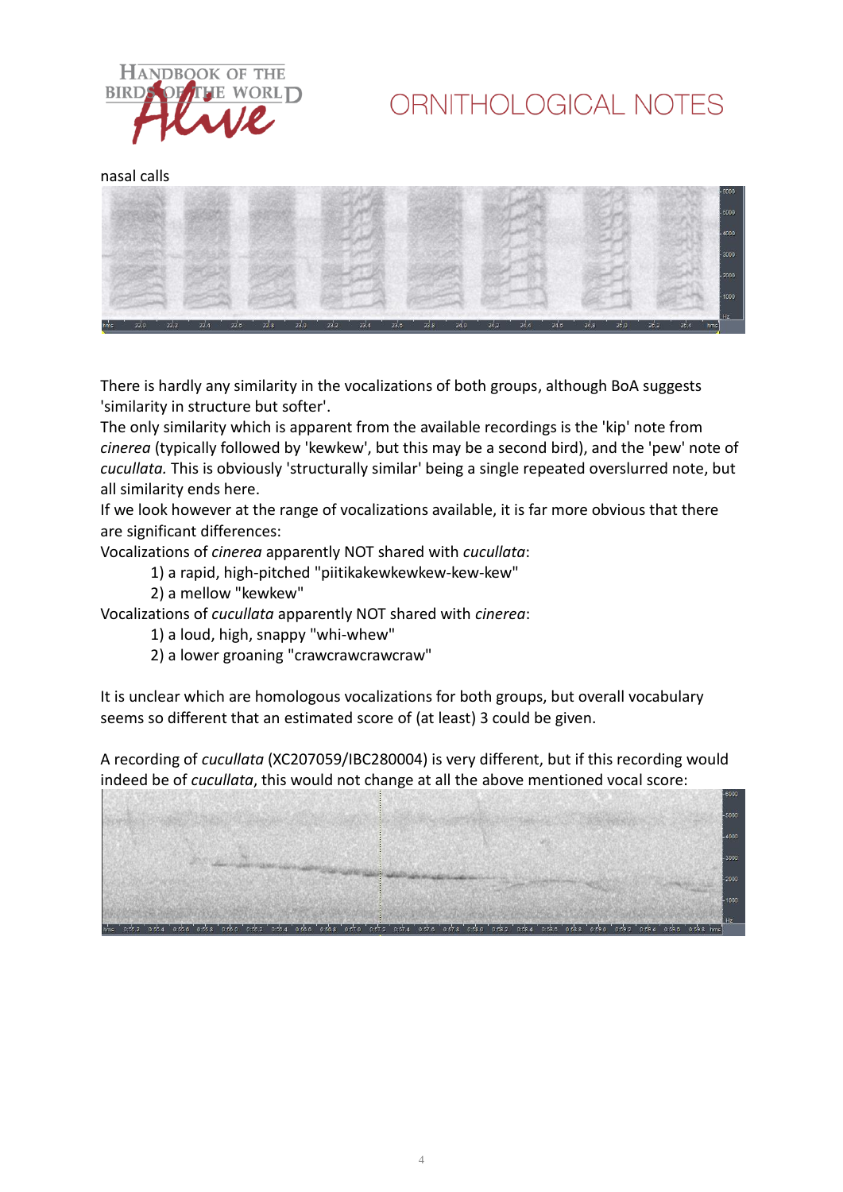nasal calls

There is hardly any similarity in the vocalizations of both groups, although BoA suggests 'similarity in structure but softer'.

The only similarity which is apparent from the available recordings is the 'kip' note from *cinerea* (typically followed by 'kewkew', but this may be a second bird), and the 'pew' note of *cucullata.* This is obviously 'structurally similar' being a single repeated overslurred note, but all similarity ends here.

If we look however at the range of vocalizations available, it is far more obvious that there are significant differences:

Vocalizations of *cinerea* apparently NOT shared with *cucullata*:

1) a rapid, high-pitched "piitikakewkewkew-kew-kew"
2) a mellow "kewkew"

Vocalizations of *cucullata* apparently NOT shared with *cinerea*:

1) a loud, high, snappy "whi-whew"
2) a lower groaning "crawcrawcrawcraw"

It is unclear which are homologous vocalizations for both groups, but overall vocabulary seems so different that an estimated score of (at least) 3 could be given.

A recording of *cucullata* (XC207059/IBC280004) is very different, but if this recording would indeed be of *cucullata*, this would not change at all the above mentioned vocal score: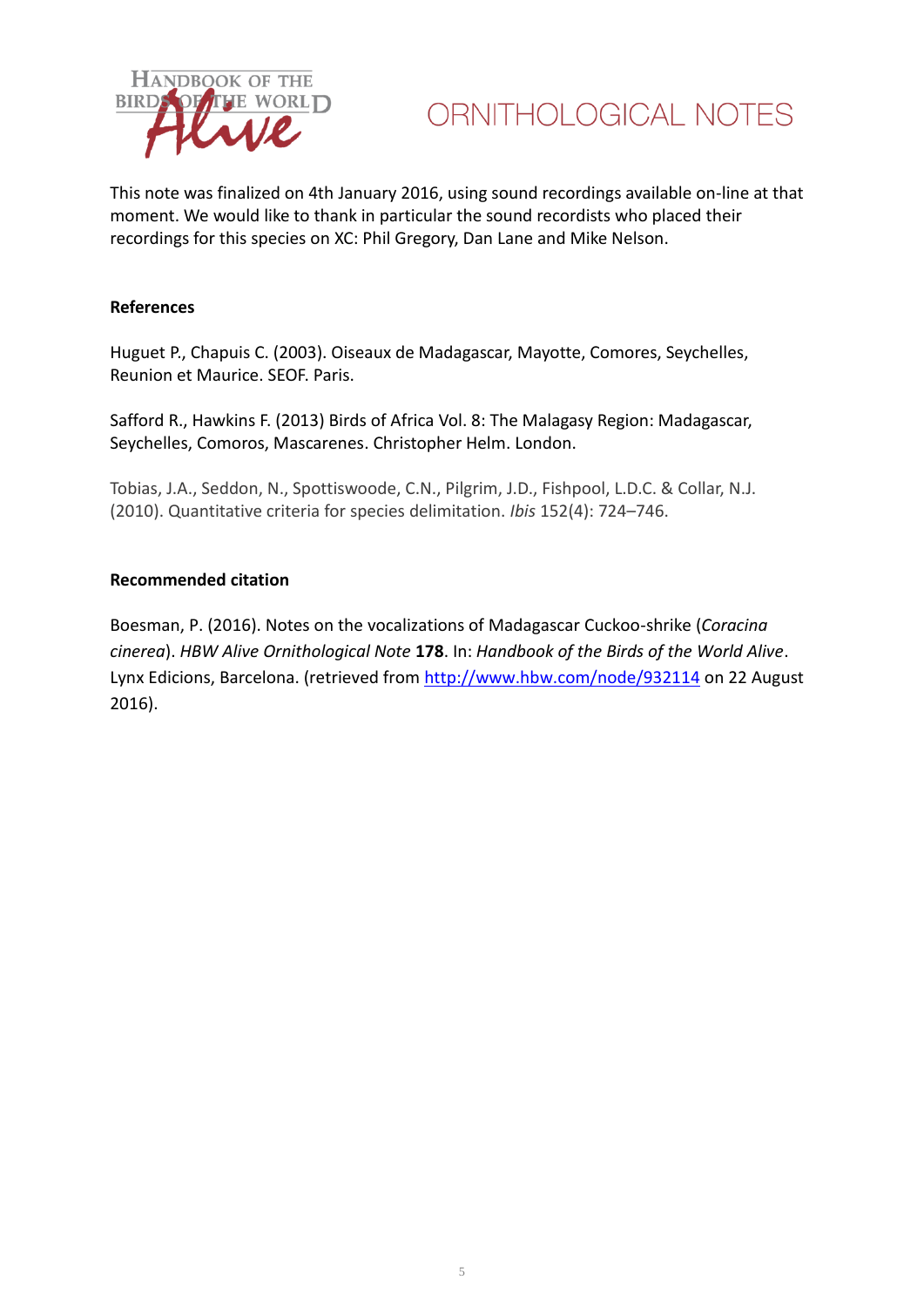This note was finalized on 4th January 2016, using sound recordings available on-line at that moment. We would like to thank in particular the sound recordists who placed their recordings for this species on XC: Phil Gregory, Dan Lane and Mike Nelson.

**References**

Huguet P., Chapuis C. (2003). Oiseaux de Madagascar, Mayotte, Comores, Seychelles, Reunion et Maurice. SEOF. Paris.

Safford R., Hawkins F. (2013) Birds of Africa Vol. 8: The Malagasy Region: Madagascar, Seychelles, Comoros, Mascarenes. Christopher Helm. London.

Tobias, J.A., Seddon, N., Spottiswoode, C.N., Pilgrim, J.D., Fishpool, L.D.C. & Collar, N.J. (2010). Quantitative criteria for species delimitation. *Ibis* 152(4): 724–746.

**Recommended citation**

Boesman, P. (2016). Notes on the vocalizations of Madagascar Cuckoo-shrike (*Coracina cinerea*). *HBW Alive Ornithological Note* **178**. In: *Handbook of the Birds of the World Alive*. Lynx Edicions, Barcelona. (retrieved from http://www.hbw.com/node/932114 on 22 August 2016).